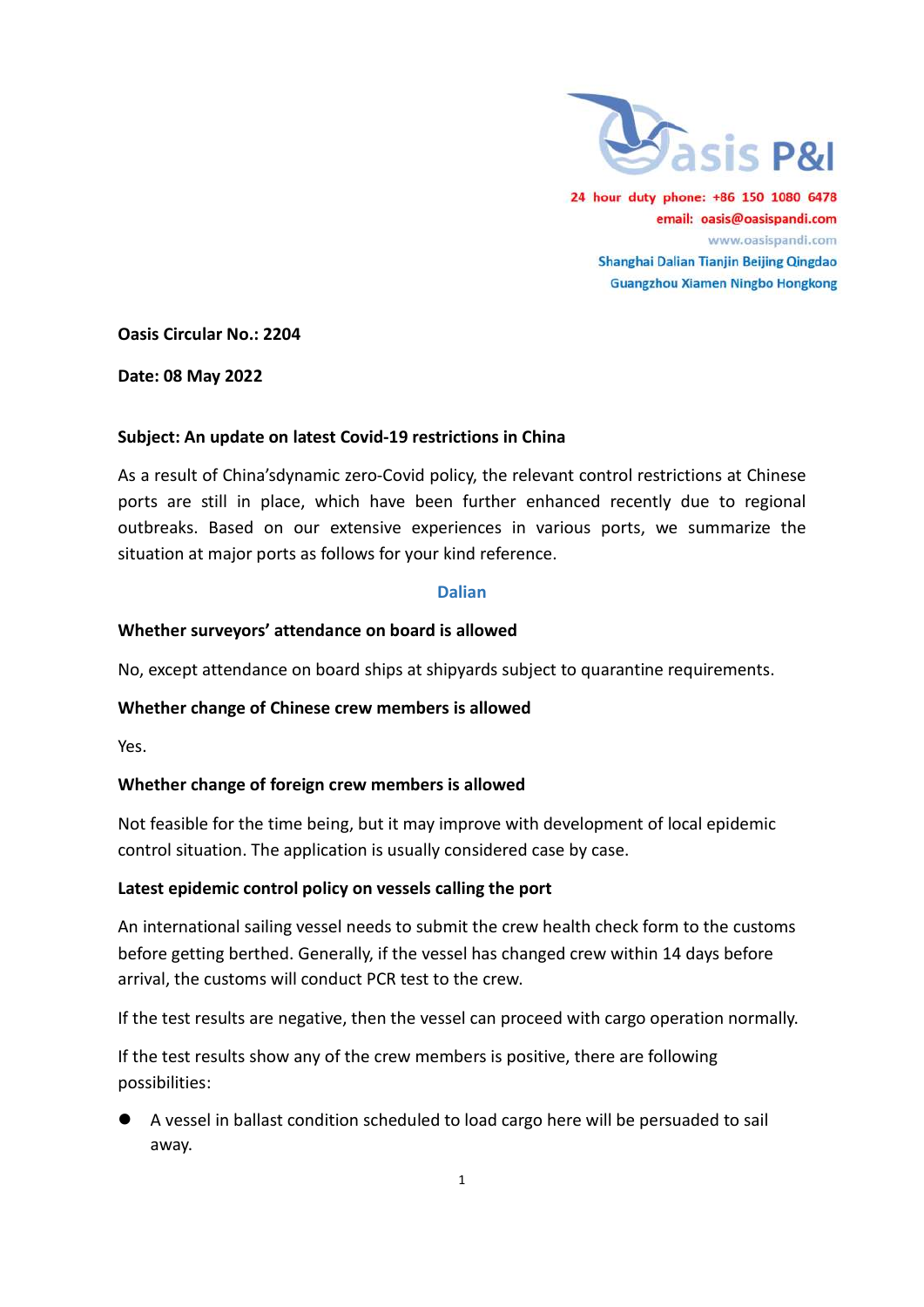Oasis P&I

24 hour duty phone: +86 150 1080 6478
email: oasis@oasispandi.com
www.oasispandi.com
Shanghai Dalian Tianjin Beijing Qingdao
Guangzhou Xiamen Ningbo Hongkong

**Oasis Circular No.: 2204**

**Date: 08 May 2022**

**Subject: An update on latest Covid-19 restrictions in China**

As a result of China'sdynamic zero-Covid policy, the relevant control restrictions at Chinese ports are still in place, which have been further enhanced recently due to regional outbreaks. Based on our extensive experiences in various ports, we summarize the situation at major ports as follows for your kind reference.

## Dalian

**Whether surveyors' attendance on board is allowed**

No, except attendance on board ships at shipyards subject to quarantine requirements.

**Whether change of Chinese crew members is allowed**

Yes.

**Whether change of foreign crew members is allowed**

Not feasible for the time being, but it may improve with development of local epidemic control situation. The application is usually considered case by case.

**Latest epidemic control policy on vessels calling the port**

An international sailing vessel needs to submit the crew health check form to the customs before getting berthed. Generally, if the vessel has changed crew within 14 days before arrival, the customs will conduct PCR test to the crew.

If the test results are negative, then the vessel can proceed with cargo operation normally.

If the test results show any of the crew members is positive, there are following possibilities:

- A vessel in ballast condition scheduled to load cargo here will be persuaded to sail away.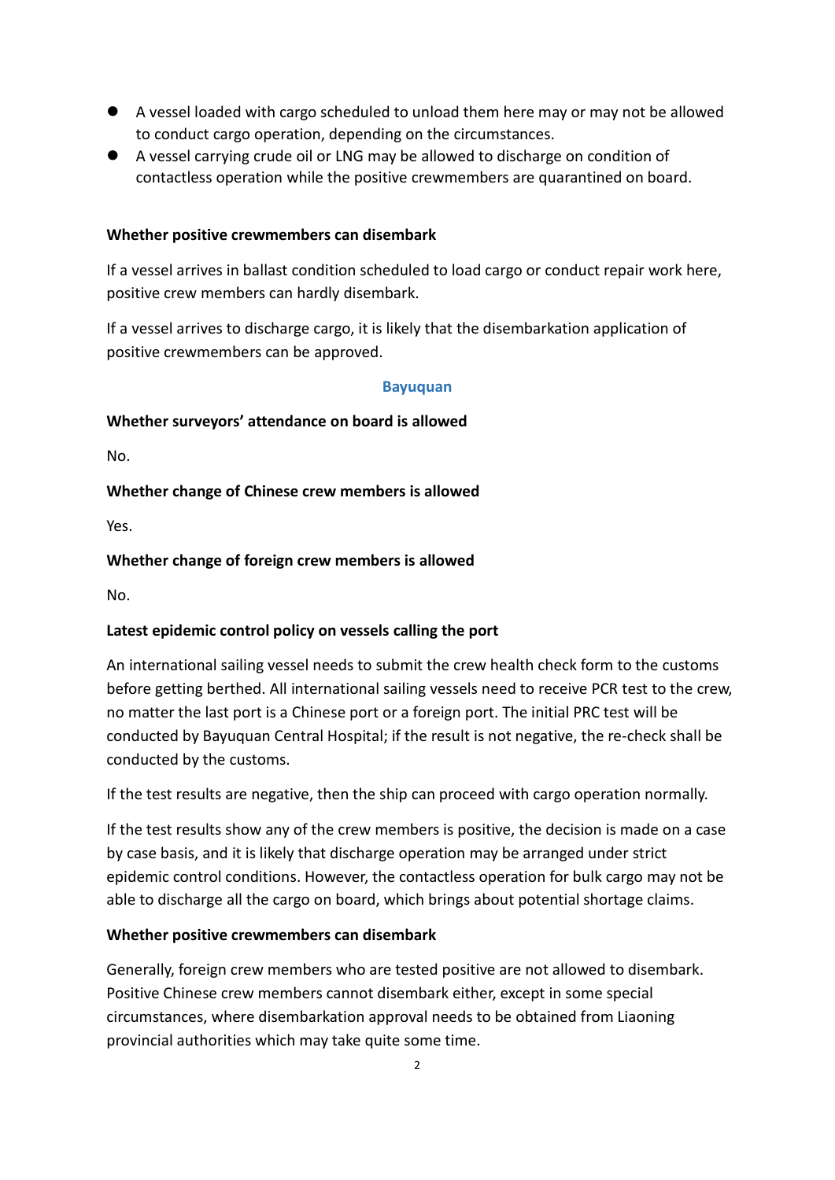- A vessel loaded with cargo scheduled to unload them here may or may not be allowed to conduct cargo operation, depending on the circumstances.
- A vessel carrying crude oil or LNG may be allowed to discharge on condition of contactless operation while the positive crewmembers are quarantined on board.

**Whether positive crewmembers can disembark**

If a vessel arrives in ballast condition scheduled to load cargo or conduct repair work here, positive crew members can hardly disembark.

If a vessel arrives to discharge cargo, it is likely that the disembarkation application of positive crewmembers can be approved.

## Bayuquan

**Whether surveyors' attendance on board is allowed**

No.

**Whether change of Chinese crew members is allowed**

Yes.

**Whether change of foreign crew members is allowed**

No.

**Latest epidemic control policy on vessels calling the port**

An international sailing vessel needs to submit the crew health check form to the customs before getting berthed. All international sailing vessels need to receive PCR test to the crew, no matter the last port is a Chinese port or a foreign port. The initial PRC test will be conducted by Bayuquan Central Hospital; if the result is not negative, the re-check shall be conducted by the customs.

If the test results are negative, then the ship can proceed with cargo operation normally.

If the test results show any of the crew members is positive, the decision is made on a case by case basis, and it is likely that discharge operation may be arranged under strict epidemic control conditions. However, the contactless operation for bulk cargo may not be able to discharge all the cargo on board, which brings about potential shortage claims.

**Whether positive crewmembers can disembark**

Generally, foreign crew members who are tested positive are not allowed to disembark. Positive Chinese crew members cannot disembark either, except in some special circumstances, where disembarkation approval needs to be obtained from Liaoning provincial authorities which may take quite some time.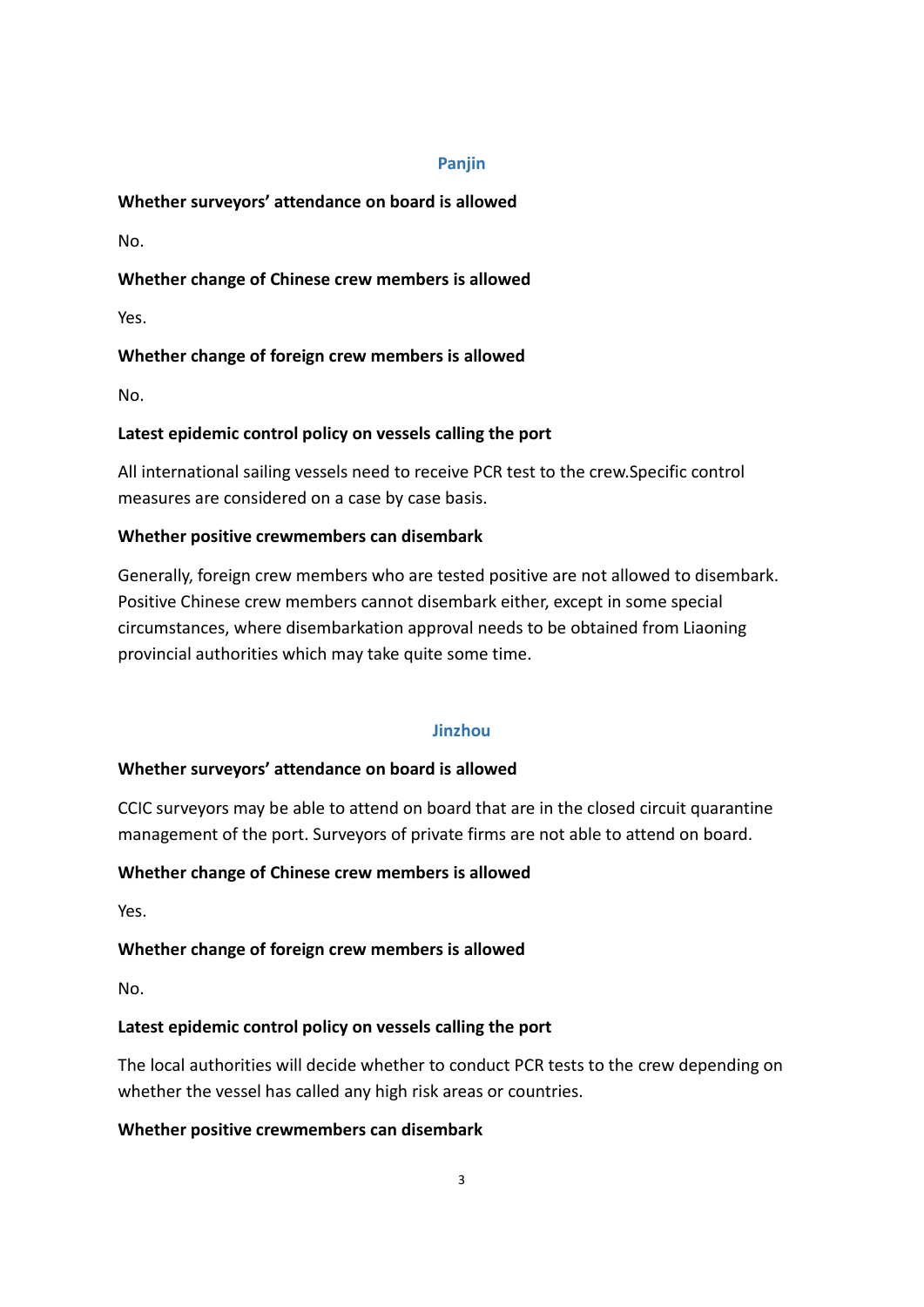## Panjin

**Whether surveyors' attendance on board is allowed**

No.

**Whether change of Chinese crew members is allowed**

Yes.

**Whether change of foreign crew members is allowed**

No.

**Latest epidemic control policy on vessels calling the port**

All international sailing vessels need to receive PCR test to the crew.Specific control measures are considered on a case by case basis.

**Whether positive crewmembers can disembark**

Generally, foreign crew members who are tested positive are not allowed to disembark. Positive Chinese crew members cannot disembark either, except in some special circumstances, where disembarkation approval needs to be obtained from Liaoning provincial authorities which may take quite some time.

## Jinzhou

**Whether surveyors' attendance on board is allowed**

CCIC surveyors may be able to attend on board that are in the closed circuit quarantine management of the port. Surveyors of private firms are not able to attend on board.

**Whether change of Chinese crew members is allowed**

Yes.

**Whether change of foreign crew members is allowed**

No.

**Latest epidemic control policy on vessels calling the port**

The local authorities will decide whether to conduct PCR tests to the crew depending on whether the vessel has called any high risk areas or countries.

**Whether positive crewmembers can disembark**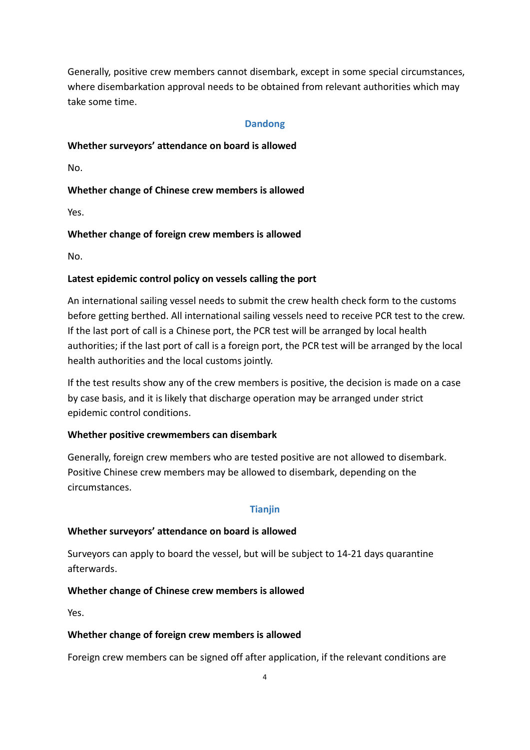Generally, positive crew members cannot disembark, except in some special circumstances, where disembarkation approval needs to be obtained from relevant authorities which may take some time.

## Dandong

**Whether surveyors' attendance on board is allowed**

No.

**Whether change of Chinese crew members is allowed**

Yes.

**Whether change of foreign crew members is allowed**

No.

**Latest epidemic control policy on vessels calling the port**

An international sailing vessel needs to submit the crew health check form to the customs before getting berthed. All international sailing vessels need to receive PCR test to the crew. If the last port of call is a Chinese port, the PCR test will be arranged by local health authorities; if the last port of call is a foreign port, the PCR test will be arranged by the local health authorities and the local customs jointly.

If the test results show any of the crew members is positive, the decision is made on a case by case basis, and it is likely that discharge operation may be arranged under strict epidemic control conditions.

**Whether positive crewmembers can disembark**

Generally, foreign crew members who are tested positive are not allowed to disembark. Positive Chinese crew members may be allowed to disembark, depending on the circumstances.

## Tianjin

**Whether surveyors' attendance on board is allowed**

Surveyors can apply to board the vessel, but will be subject to 14-21 days quarantine afterwards.

**Whether change of Chinese crew members is allowed**

Yes.

**Whether change of foreign crew members is allowed**

Foreign crew members can be signed off after application, if the relevant conditions are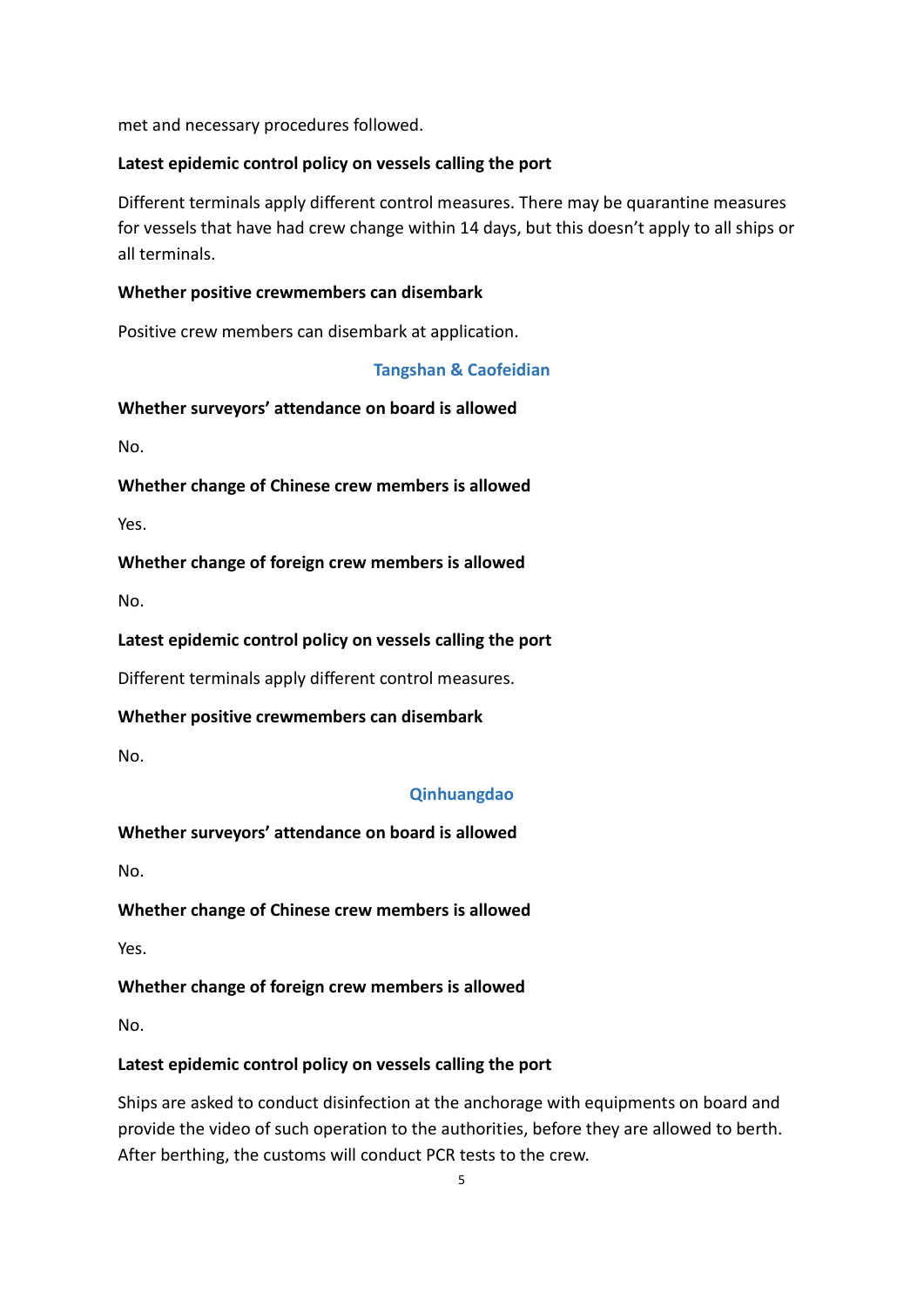met and necessary procedures followed.

**Latest epidemic control policy on vessels calling the port**

Different terminals apply different control measures. There may be quarantine measures for vessels that have had crew change within 14 days, but this doesn't apply to all ships or all terminals.

**Whether positive crewmembers can disembark**

Positive crew members can disembark at application.

## Tangshan & Caofeidian

**Whether surveyors' attendance on board is allowed**

No.

**Whether change of Chinese crew members is allowed**

Yes.

**Whether change of foreign crew members is allowed**

No.

**Latest epidemic control policy on vessels calling the port**

Different terminals apply different control measures.

**Whether positive crewmembers can disembark**

No.

## Qinhuangdao

**Whether surveyors' attendance on board is allowed**

No.

**Whether change of Chinese crew members is allowed**

Yes.

**Whether change of foreign crew members is allowed**

No.

**Latest epidemic control policy on vessels calling the port**

Ships are asked to conduct disinfection at the anchorage with equipments on board and provide the video of such operation to the authorities, before they are allowed to berth. After berthing, the customs will conduct PCR tests to the crew.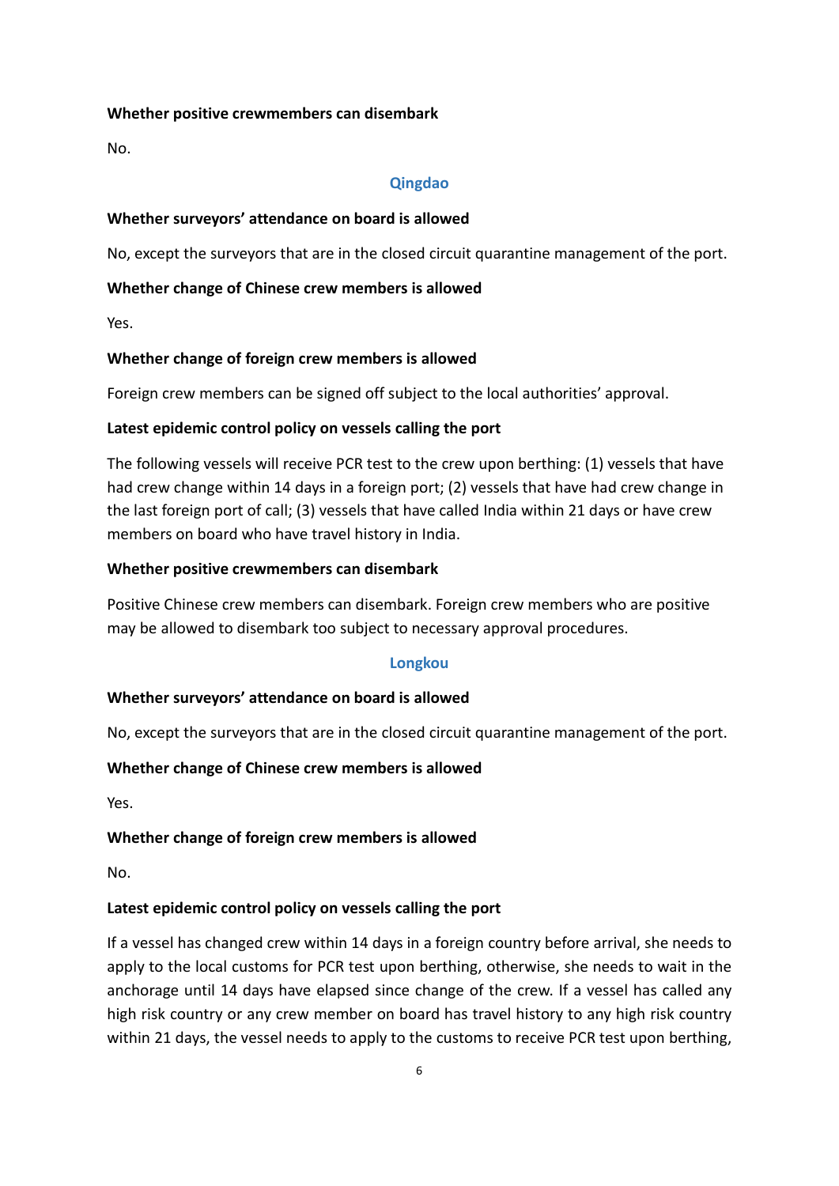**Whether positive crewmembers can disembark**

No.

## Qingdao

**Whether surveyors' attendance on board is allowed**

No, except the surveyors that are in the closed circuit quarantine management of the port.

**Whether change of Chinese crew members is allowed**

Yes.

**Whether change of foreign crew members is allowed**

Foreign crew members can be signed off subject to the local authorities' approval.

**Latest epidemic control policy on vessels calling the port**

The following vessels will receive PCR test to the crew upon berthing: (1) vessels that have had crew change within 14 days in a foreign port; (2) vessels that have had crew change in the last foreign port of call; (3) vessels that have called India within 21 days or have crew members on board who have travel history in India.

**Whether positive crewmembers can disembark**

Positive Chinese crew members can disembark. Foreign crew members who are positive may be allowed to disembark too subject to necessary approval procedures.

## Longkou

**Whether surveyors' attendance on board is allowed**

No, except the surveyors that are in the closed circuit quarantine management of the port.

**Whether change of Chinese crew members is allowed**

Yes.

**Whether change of foreign crew members is allowed**

No.

**Latest epidemic control policy on vessels calling the port**

If a vessel has changed crew within 14 days in a foreign country before arrival, she needs to apply to the local customs for PCR test upon berthing, otherwise, she needs to wait in the anchorage until 14 days have elapsed since change of the crew. If a vessel has called any high risk country or any crew member on board has travel history to any high risk country within 21 days, the vessel needs to apply to the customs to receive PCR test upon berthing,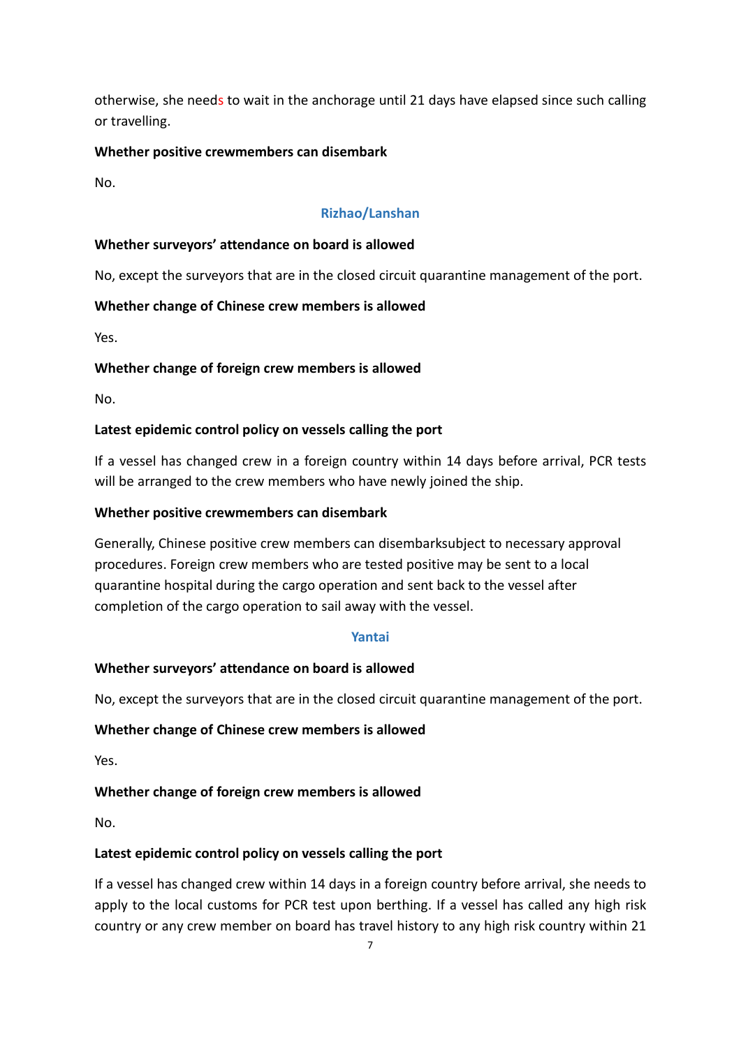otherwise, she needs to wait in the anchorage until 21 days have elapsed since such calling or travelling.

**Whether positive crewmembers can disembark**

No.

## Rizhao/Lanshan

**Whether surveyors' attendance on board is allowed**

No, except the surveyors that are in the closed circuit quarantine management of the port.

**Whether change of Chinese crew members is allowed**

Yes.

**Whether change of foreign crew members is allowed**

No.

**Latest epidemic control policy on vessels calling the port**

If a vessel has changed crew in a foreign country within 14 days before arrival, PCR tests will be arranged to the crew members who have newly joined the ship.

**Whether positive crewmembers can disembark**

Generally, Chinese positive crew members can disembarksubject to necessary approval procedures. Foreign crew members who are tested positive may be sent to a local quarantine hospital during the cargo operation and sent back to the vessel after completion of the cargo operation to sail away with the vessel.

## Yantai

**Whether surveyors' attendance on board is allowed**

No, except the surveyors that are in the closed circuit quarantine management of the port.

**Whether change of Chinese crew members is allowed**

Yes.

**Whether change of foreign crew members is allowed**

No.

**Latest epidemic control policy on vessels calling the port**

If a vessel has changed crew within 14 days in a foreign country before arrival, she needs to apply to the local customs for PCR test upon berthing. If a vessel has called any high risk country or any crew member on board has travel history to any high risk country within 21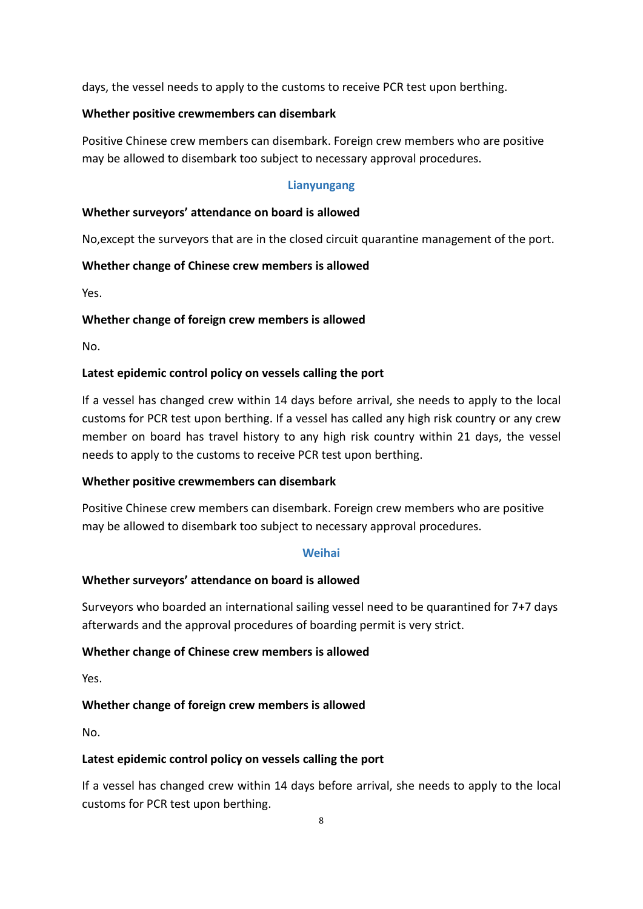days, the vessel needs to apply to the customs to receive PCR test upon berthing.

**Whether positive crewmembers can disembark**

Positive Chinese crew members can disembark. Foreign crew members who are positive may be allowed to disembark too subject to necessary approval procedures.

## Lianyungang

**Whether surveyors' attendance on board is allowed**

No,except the surveyors that are in the closed circuit quarantine management of the port.

**Whether change of Chinese crew members is allowed**

Yes.

**Whether change of foreign crew members is allowed**

No.

**Latest epidemic control policy on vessels calling the port**

If a vessel has changed crew within 14 days before arrival, she needs to apply to the local customs for PCR test upon berthing. If a vessel has called any high risk country or any crew member on board has travel history to any high risk country within 21 days, the vessel needs to apply to the customs to receive PCR test upon berthing.

**Whether positive crewmembers can disembark**

Positive Chinese crew members can disembark. Foreign crew members who are positive may be allowed to disembark too subject to necessary approval procedures.

## Weihai

**Whether surveyors' attendance on board is allowed**

Surveyors who boarded an international sailing vessel need to be quarantined for 7+7 days afterwards and the approval procedures of boarding permit is very strict.

**Whether change of Chinese crew members is allowed**

Yes.

**Whether change of foreign crew members is allowed**

No.

**Latest epidemic control policy on vessels calling the port**

If a vessel has changed crew within 14 days before arrival, she needs to apply to the local customs for PCR test upon berthing.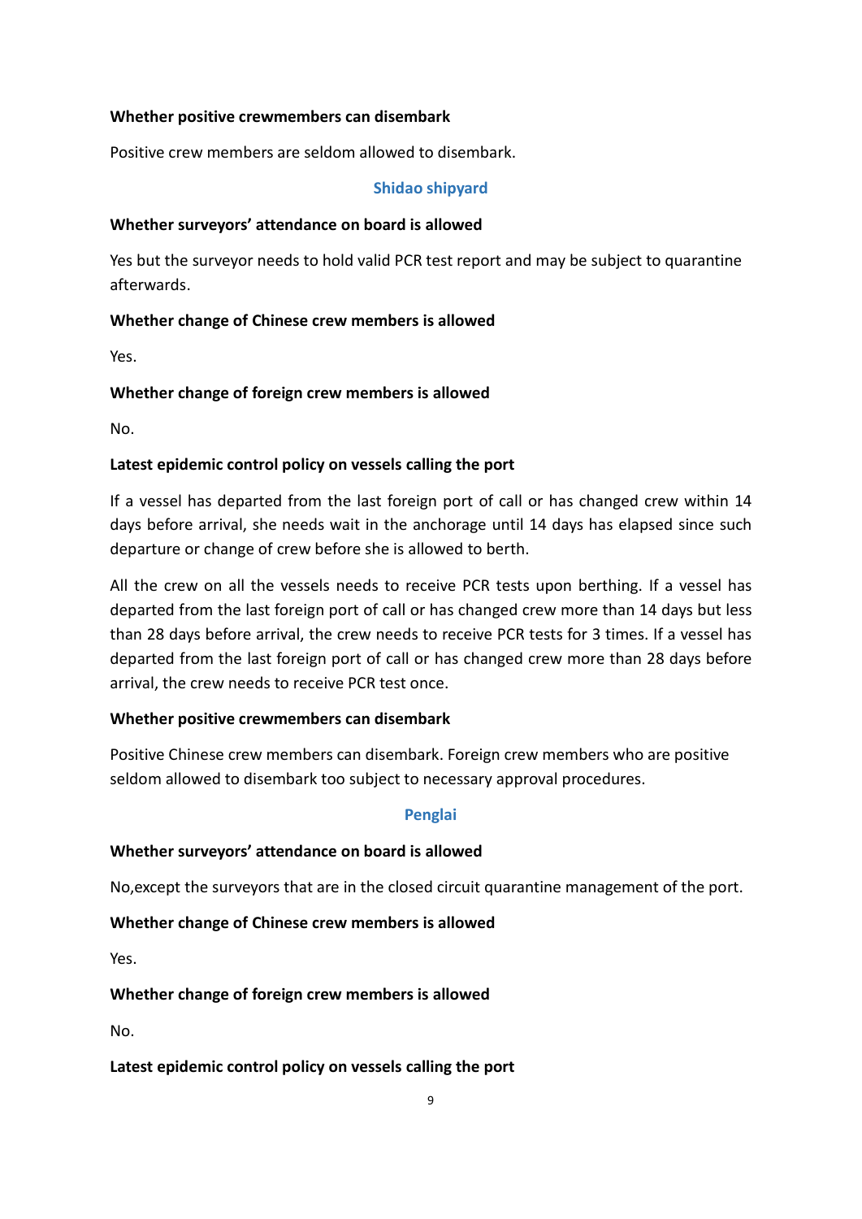**Whether positive crewmembers can disembark**

Positive crew members are seldom allowed to disembark.

### Shidao shipyard

**Whether surveyors' attendance on board is allowed**

Yes but the surveyor needs to hold valid PCR test report and may be subject to quarantine afterwards.

**Whether change of Chinese crew members is allowed**

Yes.

**Whether change of foreign crew members is allowed**

No.

**Latest epidemic control policy on vessels calling the port**

If a vessel has departed from the last foreign port of call or has changed crew within 14 days before arrival, she needs wait in the anchorage until 14 days has elapsed since such departure or change of crew before she is allowed to berth.

All the crew on all the vessels needs to receive PCR tests upon berthing. If a vessel has departed from the last foreign port of call or has changed crew more than 14 days but less than 28 days before arrival, the crew needs to receive PCR tests for 3 times. If a vessel has departed from the last foreign port of call or has changed crew more than 28 days before arrival, the crew needs to receive PCR test once.

**Whether positive crewmembers can disembark**

Positive Chinese crew members can disembark. Foreign crew members who are positive seldom allowed to disembark too subject to necessary approval procedures.

### Penglai

**Whether surveyors' attendance on board is allowed**

No,except the surveyors that are in the closed circuit quarantine management of the port.

**Whether change of Chinese crew members is allowed**

Yes.

**Whether change of foreign crew members is allowed**

No.

**Latest epidemic control policy on vessels calling the port**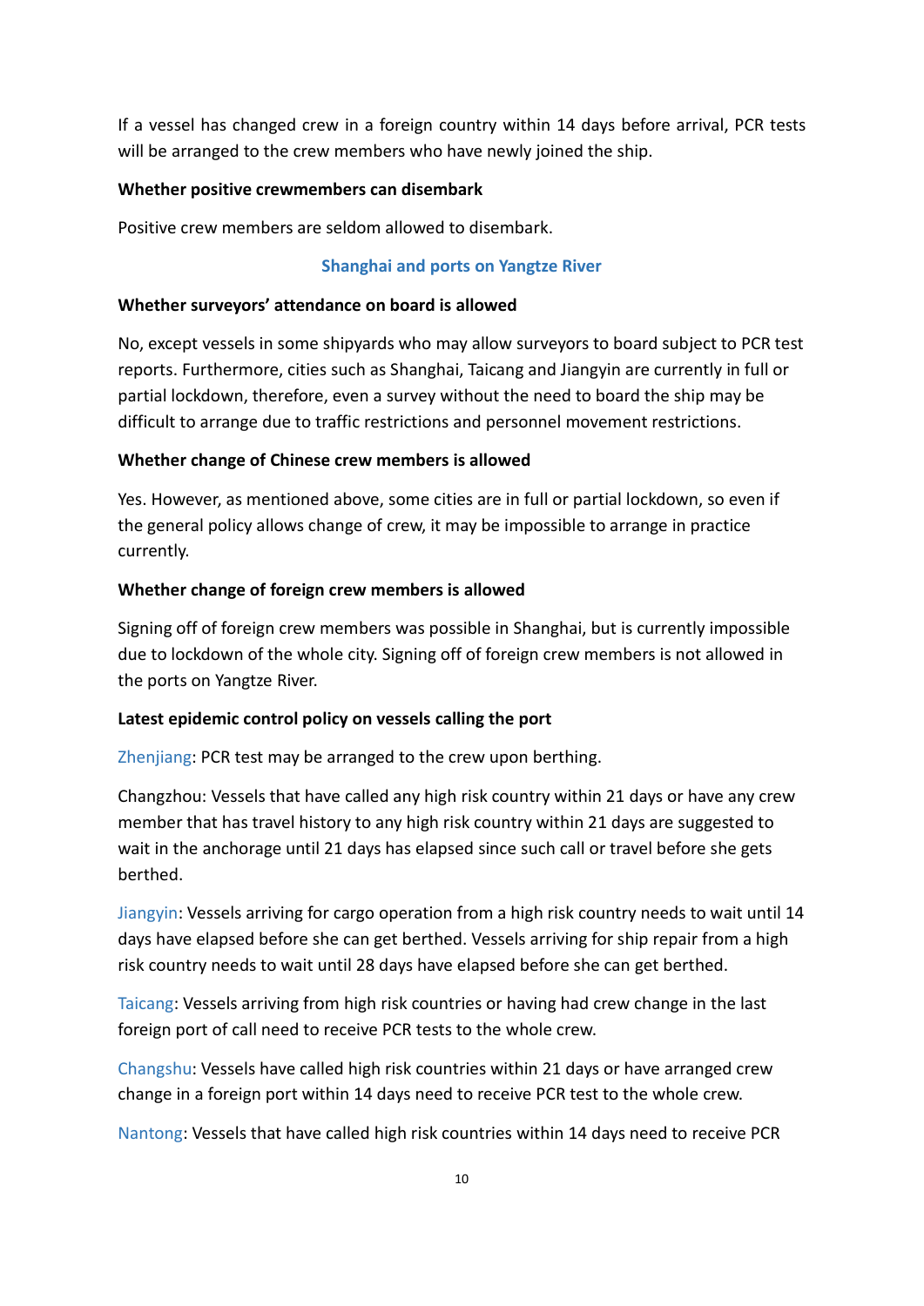If a vessel has changed crew in a foreign country within 14 days before arrival, PCR tests will be arranged to the crew members who have newly joined the ship.

**Whether positive crewmembers can disembark**

Positive crew members are seldom allowed to disembark.

## Shanghai and ports on Yangtze River

**Whether surveyors' attendance on board is allowed**

No, except vessels in some shipyards who may allow surveyors to board subject to PCR test reports. Furthermore, cities such as Shanghai, Taicang and Jiangyin are currently in full or partial lockdown, therefore, even a survey without the need to board the ship may be difficult to arrange due to traffic restrictions and personnel movement restrictions.

**Whether change of Chinese crew members is allowed**

Yes. However, as mentioned above, some cities are in full or partial lockdown, so even if the general policy allows change of crew, it may be impossible to arrange in practice currently.

**Whether change of foreign crew members is allowed**

Signing off of foreign crew members was possible in Shanghai, but is currently impossible due to lockdown of the whole city. Signing off of foreign crew members is not allowed in the ports on Yangtze River.

**Latest epidemic control policy on vessels calling the port**

Zhenjiang: PCR test may be arranged to the crew upon berthing.

Changzhou: Vessels that have called any high risk country within 21 days or have any crew member that has travel history to any high risk country within 21 days are suggested to wait in the anchorage until 21 days has elapsed since such call or travel before she gets berthed.

Jiangyin: Vessels arriving for cargo operation from a high risk country needs to wait until 14 days have elapsed before she can get berthed. Vessels arriving for ship repair from a high risk country needs to wait until 28 days have elapsed before she can get berthed.

Taicang: Vessels arriving from high risk countries or having had crew change in the last foreign port of call need to receive PCR tests to the whole crew.

Changshu: Vessels have called high risk countries within 21 days or have arranged crew change in a foreign port within 14 days need to receive PCR test to the whole crew.

Nantong: Vessels that have called high risk countries within 14 days need to receive PCR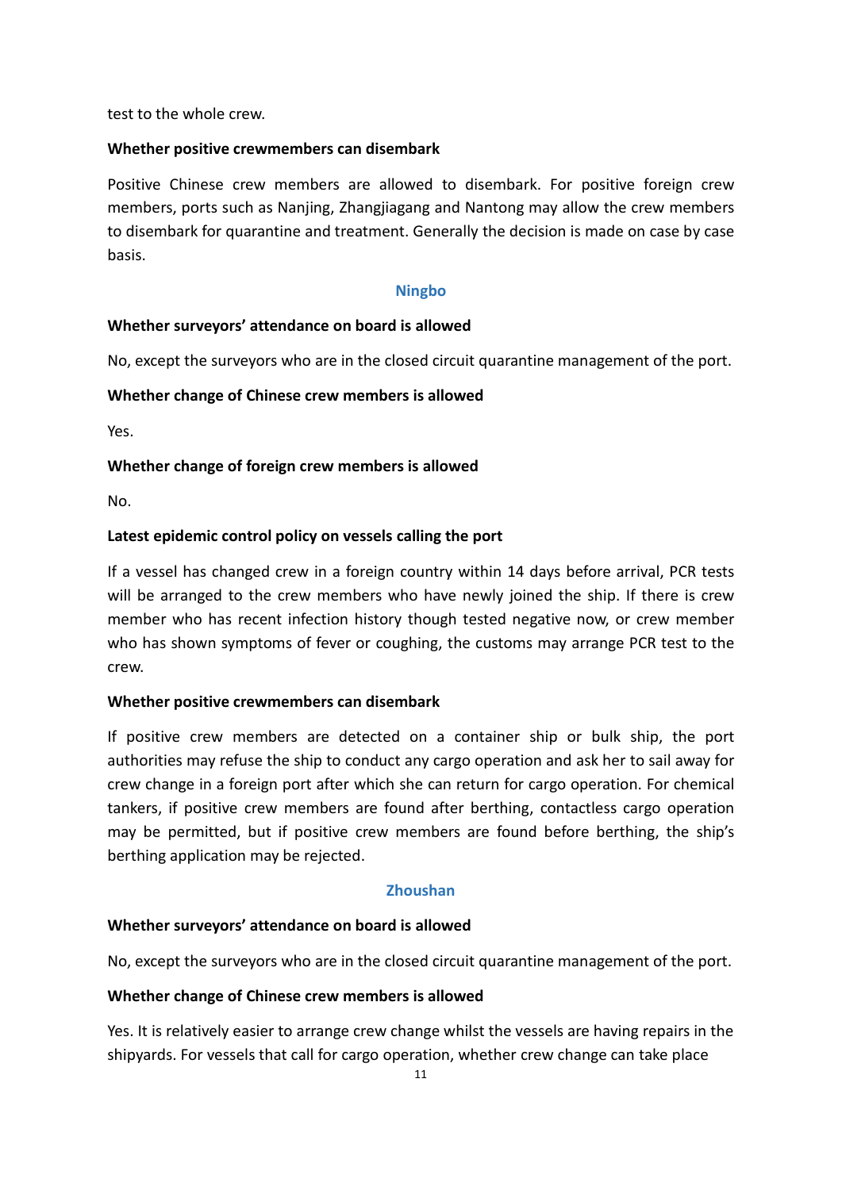test to the whole crew.

**Whether positive crewmembers can disembark**

Positive Chinese crew members are allowed to disembark. For positive foreign crew members, ports such as Nanjing, Zhangjiagang and Nantong may allow the crew members to disembark for quarantine and treatment. Generally the decision is made on case by case basis.

## Ningbo

**Whether surveyors' attendance on board is allowed**

No, except the surveyors who are in the closed circuit quarantine management of the port.

**Whether change of Chinese crew members is allowed**

Yes.

**Whether change of foreign crew members is allowed**

No.

**Latest epidemic control policy on vessels calling the port**

If a vessel has changed crew in a foreign country within 14 days before arrival, PCR tests will be arranged to the crew members who have newly joined the ship. If there is crew member who has recent infection history though tested negative now, or crew member who has shown symptoms of fever or coughing, the customs may arrange PCR test to the crew.

**Whether positive crewmembers can disembark**

If positive crew members are detected on a container ship or bulk ship, the port authorities may refuse the ship to conduct any cargo operation and ask her to sail away for crew change in a foreign port after which she can return for cargo operation. For chemical tankers, if positive crew members are found after berthing, contactless cargo operation may be permitted, but if positive crew members are found before berthing, the ship's berthing application may be rejected.

## Zhoushan

**Whether surveyors' attendance on board is allowed**

No, except the surveyors who are in the closed circuit quarantine management of the port.

**Whether change of Chinese crew members is allowed**

Yes. It is relatively easier to arrange crew change whilst the vessels are having repairs in the shipyards. For vessels that call for cargo operation, whether crew change can take place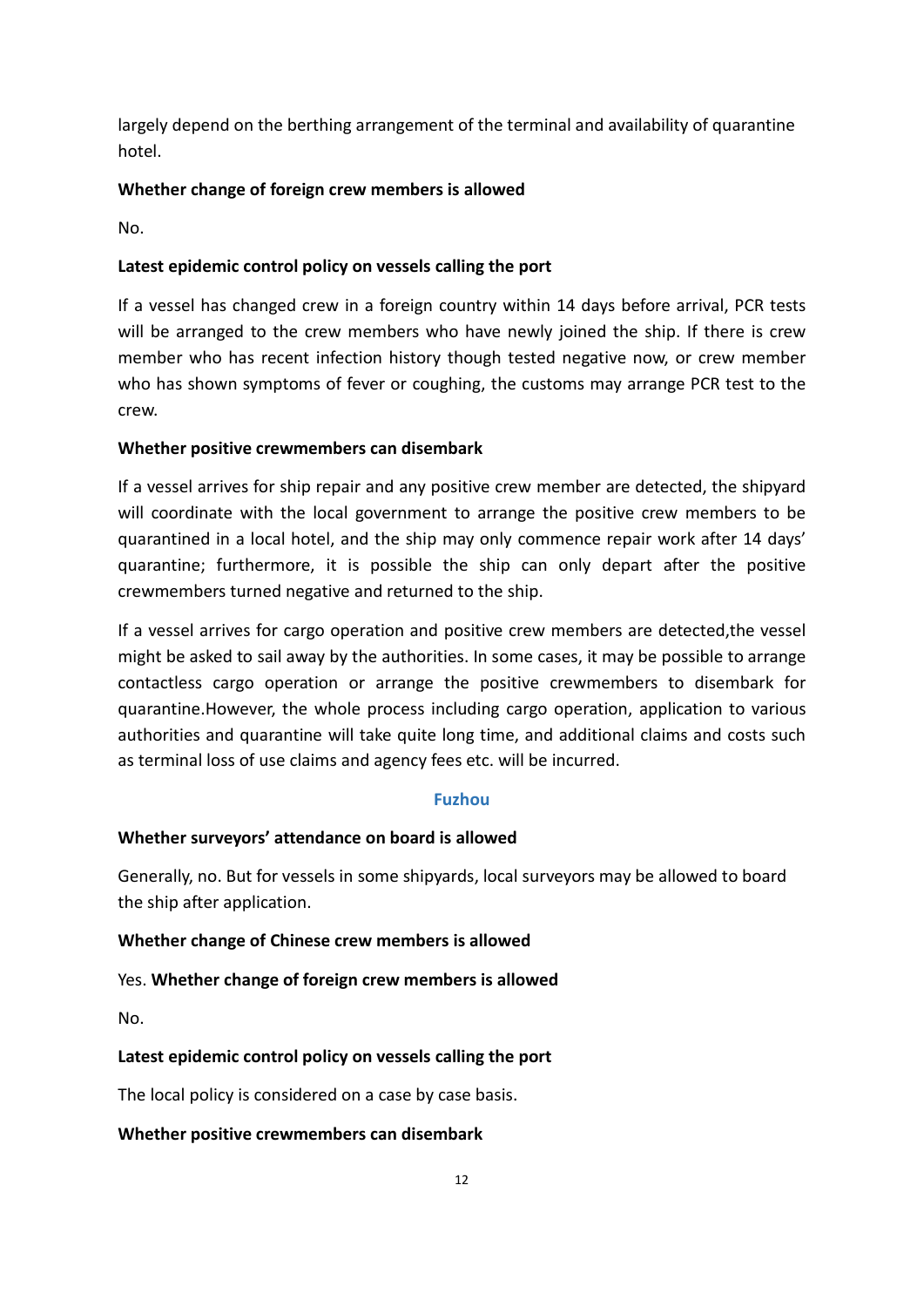largely depend on the berthing arrangement of the terminal and availability of quarantine hotel.

**Whether change of foreign crew members is allowed**

No.

**Latest epidemic control policy on vessels calling the port**

If a vessel has changed crew in a foreign country within 14 days before arrival, PCR tests will be arranged to the crew members who have newly joined the ship. If there is crew member who has recent infection history though tested negative now, or crew member who has shown symptoms of fever or coughing, the customs may arrange PCR test to the crew.

**Whether positive crewmembers can disembark**

If a vessel arrives for ship repair and any positive crew member are detected, the shipyard will coordinate with the local government to arrange the positive crew members to be quarantined in a local hotel, and the ship may only commence repair work after 14 days' quarantine; furthermore, it is possible the ship can only depart after the positive crewmembers turned negative and returned to the ship.

If a vessel arrives for cargo operation and positive crew members are detected,the vessel might be asked to sail away by the authorities. In some cases, it may be possible to arrange contactless cargo operation or arrange the positive crewmembers to disembark for quarantine.However, the whole process including cargo operation, application to various authorities and quarantine will take quite long time, and additional claims and costs such as terminal loss of use claims and agency fees etc. will be incurred.

## Fuzhou

**Whether surveyors' attendance on board is allowed**

Generally, no. But for vessels in some shipyards, local surveyors may be allowed to board the ship after application.

**Whether change of Chinese crew members is allowed**

Yes. **Whether change of foreign crew members is allowed**

No.

**Latest epidemic control policy on vessels calling the port**

The local policy is considered on a case by case basis.

**Whether positive crewmembers can disembark**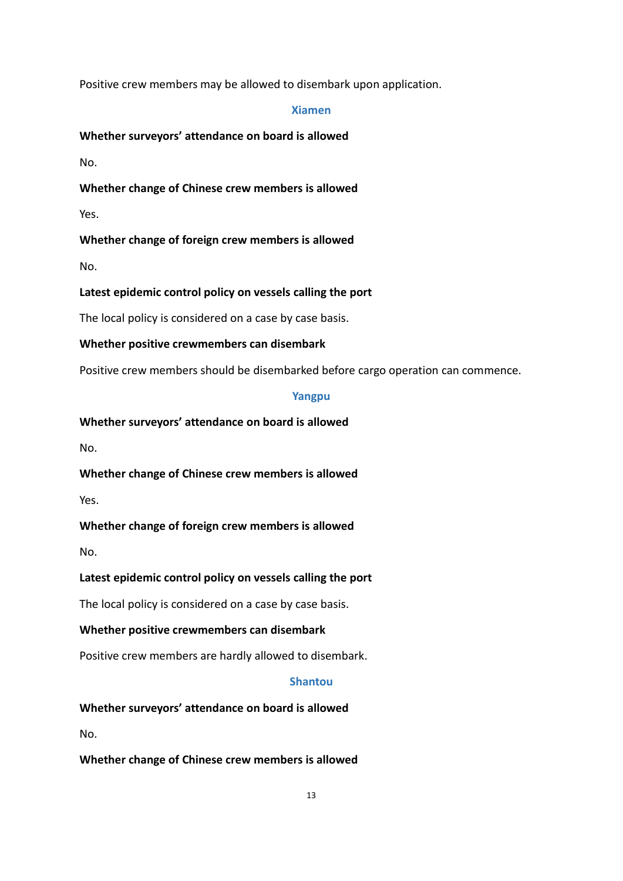Positive crew members may be allowed to disembark upon application.

## Xiamen

**Whether surveyors' attendance on board is allowed**

No.

**Whether change of Chinese crew members is allowed**

Yes.

**Whether change of foreign crew members is allowed**

No.

**Latest epidemic control policy on vessels calling the port**

The local policy is considered on a case by case basis.

**Whether positive crewmembers can disembark**

Positive crew members should be disembarked before cargo operation can commence.

## Yangpu

**Whether surveyors' attendance on board is allowed**

No.

**Whether change of Chinese crew members is allowed**

Yes.

**Whether change of foreign crew members is allowed**

No.

**Latest epidemic control policy on vessels calling the port**

The local policy is considered on a case by case basis.

**Whether positive crewmembers can disembark**

Positive crew members are hardly allowed to disembark.

## Shantou

**Whether surveyors' attendance on board is allowed**

No.

**Whether change of Chinese crew members is allowed**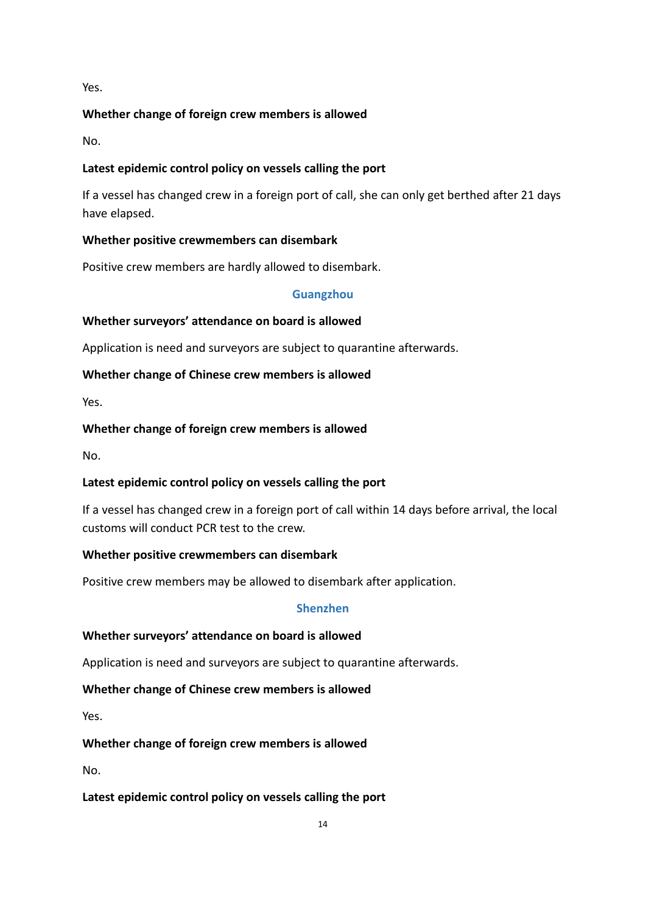Yes.

**Whether change of foreign crew members is allowed**

No.

**Latest epidemic control policy on vessels calling the port**

If a vessel has changed crew in a foreign port of call, she can only get berthed after 21 days have elapsed.

**Whether positive crewmembers can disembark**

Positive crew members are hardly allowed to disembark.

## Guangzhou

**Whether surveyors' attendance on board is allowed**

Application is need and surveyors are subject to quarantine afterwards.

**Whether change of Chinese crew members is allowed**

Yes.

**Whether change of foreign crew members is allowed**

No.

**Latest epidemic control policy on vessels calling the port**

If a vessel has changed crew in a foreign port of call within 14 days before arrival, the local customs will conduct PCR test to the crew.

**Whether positive crewmembers can disembark**

Positive crew members may be allowed to disembark after application.

## Shenzhen

**Whether surveyors' attendance on board is allowed**

Application is need and surveyors are subject to quarantine afterwards.

**Whether change of Chinese crew members is allowed**

Yes.

**Whether change of foreign crew members is allowed**

No.

**Latest epidemic control policy on vessels calling the port**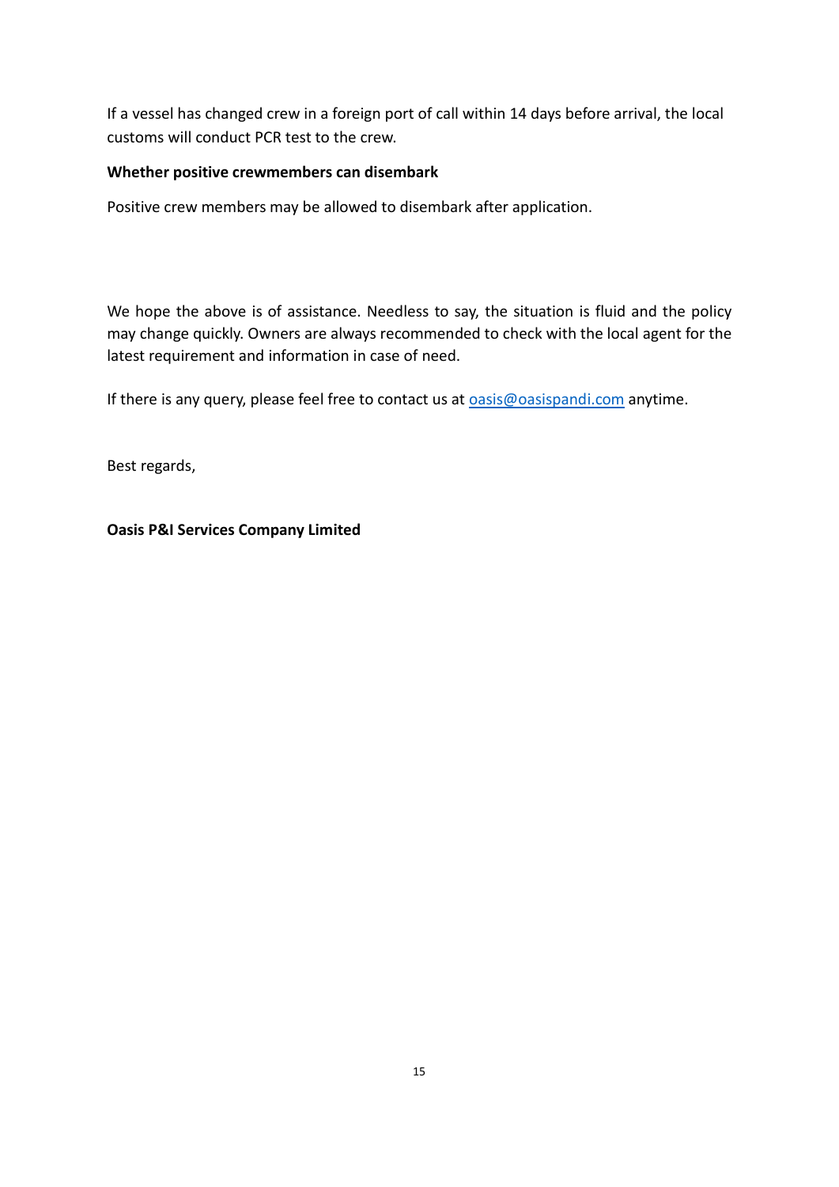If a vessel has changed crew in a foreign port of call within 14 days before arrival, the local customs will conduct PCR test to the crew.

**Whether positive crewmembers can disembark**

Positive crew members may be allowed to disembark after application.

We hope the above is of assistance. Needless to say, the situation is fluid and the policy may change quickly. Owners are always recommended to check with the local agent for the latest requirement and information in case of need.

If there is any query, please feel free to contact us at oasis@oasispandi.com anytime.

Best regards,

**Oasis P&I Services Company Limited**